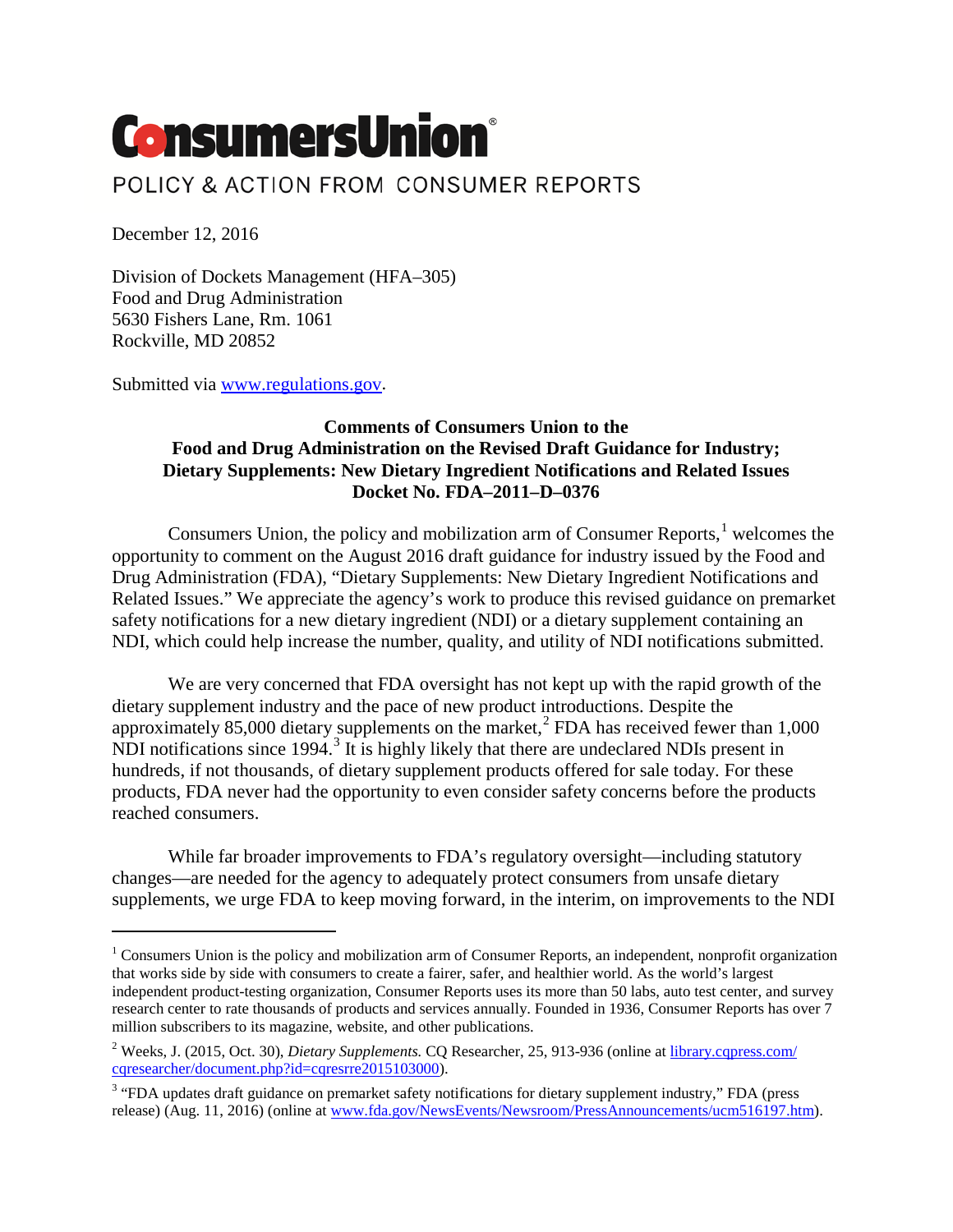# ConsumersUnion®

POLICY & ACTION FROM CONSUMER REPORTS

December 12, 2016

Division of Dockets Management (HFA–305)
Food and Drug Administration
5630 Fishers Lane, Rm. 1061
Rockville, MD 20852

Submitted via [www.regulations.gov](www.regulations.gov).

**Comments of Consumers Union to the**
**Food and Drug Administration on the Revised Draft Guidance for Industry;**
**Dietary Supplements: New Dietary Ingredient Notifications and Related Issues**
**Docket No. FDA–2011–D–0376**

Consumers Union, the policy and mobilization arm of Consumer Reports,[1] welcomes the opportunity to comment on the August 2016 draft guidance for industry issued by the Food and Drug Administration (FDA), "Dietary Supplements: New Dietary Ingredient Notifications and Related Issues." We appreciate the agency's work to produce this revised guidance on premarket safety notifications for a new dietary ingredient (NDI) or a dietary supplement containing an NDI, which could help increase the number, quality, and utility of NDI notifications submitted.

We are very concerned that FDA oversight has not kept up with the rapid growth of the dietary supplement industry and the pace of new product introductions. Despite the approximately 85,000 dietary supplements on the market,[2] FDA has received fewer than 1,000 NDI notifications since 1994.[3] It is highly likely that there are undeclared NDIs present in hundreds, if not thousands, of dietary supplement products offered for sale today. For these products, FDA never had the opportunity to even consider safety concerns before the products reached consumers.

While far broader improvements to FDA's regulatory oversight—including statutory changes—are needed for the agency to adequately protect consumers from unsafe dietary supplements, we urge FDA to keep moving forward, in the interim, on improvements to the NDI

---

[1] Consumers Union is the policy and mobilization arm of Consumer Reports, an independent, nonprofit organization that works side by side with consumers to create a fairer, safer, and healthier world. As the world's largest independent product-testing organization, Consumer Reports uses its more than 50 labs, auto test center, and survey research center to rate thousands of products and services annually. Founded in 1936, Consumer Reports has over 7 million subscribers to its magazine, website, and other publications.

[2] Weeks, J. (2015, Oct. 30), *Dietary Supplements.* CQ Researcher, 25, 913-936 (online at [library.cqpress.com/cqresearcher/document.php?id=cqresrre2015103000](library.cqpress.com/cqresearcher/document.php?id=cqresrre2015103000)).

[3] "FDA updates draft guidance on premarket safety notifications for dietary supplement industry," FDA (press release) (Aug. 11, 2016) (online at [www.fda.gov/NewsEvents/Newsroom/PressAnnouncements/ucm516197.htm](www.fda.gov/NewsEvents/Newsroom/PressAnnouncements/ucm516197.htm)).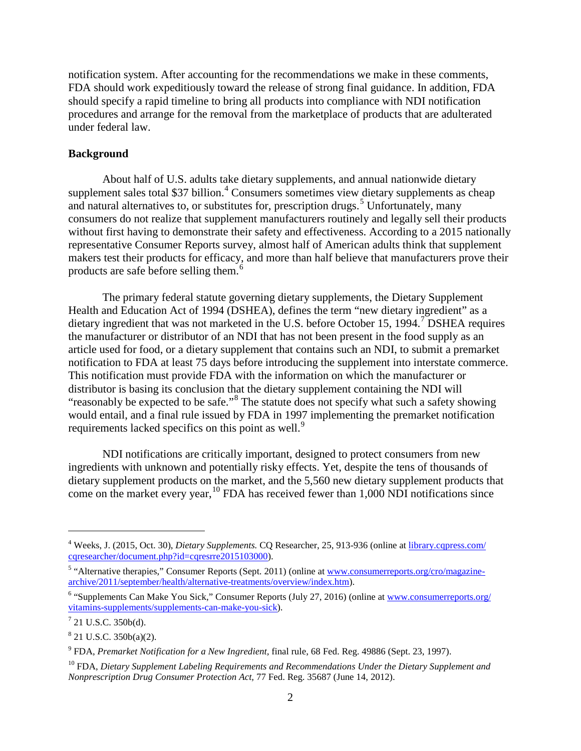notification system. After accounting for the recommendations we make in these comments, FDA should work expeditiously toward the release of strong final guidance. In addition, FDA should specify a rapid timeline to bring all products into compliance with NDI notification procedures and arrange for the removal from the marketplace of products that are adulterated under federal law.

**Background**

About half of U.S. adults take dietary supplements, and annual nationwide dietary supplement sales total $37 billion.[4] Consumers sometimes view dietary supplements as cheap and natural alternatives to, or substitutes for, prescription drugs.[5] Unfortunately, many consumers do not realize that supplement manufacturers routinely and legally sell their products without first having to demonstrate their safety and effectiveness. According to a 2015 nationally representative Consumer Reports survey, almost half of American adults think that supplement makers test their products for efficacy, and more than half believe that manufacturers prove their products are safe before selling them.[6]

The primary federal statute governing dietary supplements, the Dietary Supplement Health and Education Act of 1994 (DSHEA), defines the term "new dietary ingredient" as a dietary ingredient that was not marketed in the U.S. before October 15, 1994.[7] DSHEA requires the manufacturer or distributor of an NDI that has not been present in the food supply as an article used for food, or a dietary supplement that contains such an NDI, to submit a premarket notification to FDA at least 75 days before introducing the supplement into interstate commerce. This notification must provide FDA with the information on which the manufacturer or distributor is basing its conclusion that the dietary supplement containing the NDI will "reasonably be expected to be safe."[8] The statute does not specify what such a safety showing would entail, and a final rule issued by FDA in 1997 implementing the premarket notification requirements lacked specifics on this point as well.[9]

NDI notifications are critically important, designed to protect consumers from new ingredients with unknown and potentially risky effects. Yet, despite the tens of thousands of dietary supplement products on the market, and the 5,560 new dietary supplement products that come on the market every year,[10] FDA has received fewer than 1,000 NDI notifications since

---

[4] Weeks, J. (2015, Oct. 30), *Dietary Supplements.* CQ Researcher, 25, 913-936 (online at library.cqpress.com/cqresearcher/document.php?id=cqresrre2015103000).

[5] "Alternative therapies," Consumer Reports (Sept. 2011) (online at www.consumerreports.org/cro/magazine-archive/2011/september/health/alternative-treatments/overview/index.htm).

[6] "Supplements Can Make You Sick," Consumer Reports (July 27, 2016) (online at www.consumerreports.org/vitamins-supplements/supplements-can-make-you-sick).

[7] 21 U.S.C. 350b(d).

[8] 21 U.S.C. 350b(a)(2).

[9] FDA, *Premarket Notification for a New Ingredient*, final rule, 68 Fed. Reg. 49886 (Sept. 23, 1997).

[10] FDA, *Dietary Supplement Labeling Requirements and Recommendations Under the Dietary Supplement and Nonprescription Drug Consumer Protection Act*, 77 Fed. Reg. 35687 (June 14, 2012).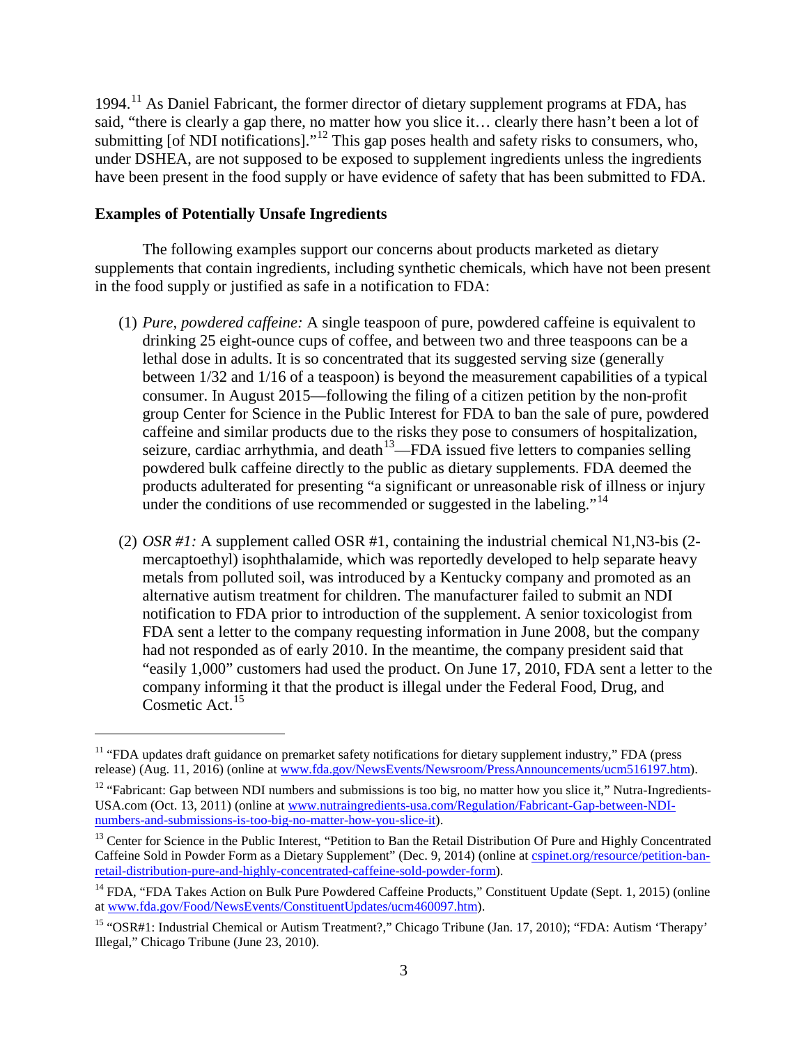1994.[11] As Daniel Fabricant, the former director of dietary supplement programs at FDA, has said, "there is clearly a gap there, no matter how you slice it… clearly there hasn't been a lot of submitting [of NDI notifications]."[12] This gap poses health and safety risks to consumers, who, under DSHEA, are not supposed to be exposed to supplement ingredients unless the ingredients have been present in the food supply or have evidence of safety that has been submitted to FDA.

**Examples of Potentially Unsafe Ingredients**

The following examples support our concerns about products marketed as dietary supplements that contain ingredients, including synthetic chemicals, which have not been present in the food supply or justified as safe in a notification to FDA:

(1) *Pure, powdered caffeine:* A single teaspoon of pure, powdered caffeine is equivalent to drinking 25 eight-ounce cups of coffee, and between two and three teaspoons can be a lethal dose in adults. It is so concentrated that its suggested serving size (generally between 1/32 and 1/16 of a teaspoon) is beyond the measurement capabilities of a typical consumer. In August 2015—following the filing of a citizen petition by the non-profit group Center for Science in the Public Interest for FDA to ban the sale of pure, powdered caffeine and similar products due to the risks they pose to consumers of hospitalization, seizure, cardiac arrhythmia, and death[13]—FDA issued five letters to companies selling powdered bulk caffeine directly to the public as dietary supplements. FDA deemed the products adulterated for presenting "a significant or unreasonable risk of illness or injury under the conditions of use recommended or suggested in the labeling."[14]

(2) *OSR #1:* A supplement called OSR #1, containing the industrial chemical N1,N3-bis (2-mercaptoethyl) isophthalamide, which was reportedly developed to help separate heavy metals from polluted soil, was introduced by a Kentucky company and promoted as an alternative autism treatment for children. The manufacturer failed to submit an NDI notification to FDA prior to introduction of the supplement. A senior toxicologist from FDA sent a letter to the company requesting information in June 2008, but the company had not responded as of early 2010. In the meantime, the company president said that "easily 1,000" customers had used the product. On June 17, 2010, FDA sent a letter to the company informing it that the product is illegal under the Federal Food, Drug, and Cosmetic Act.[15]

---

[11] "FDA updates draft guidance on premarket safety notifications for dietary supplement industry," FDA (press release) (Aug. 11, 2016) (online at www.fda.gov/NewsEvents/Newsroom/PressAnnouncements/ucm516197.htm).

[12] "Fabricant: Gap between NDI numbers and submissions is too big, no matter how you slice it," Nutra-Ingredients-USA.com (Oct. 13, 2011) (online at www.nutraingredients-usa.com/Regulation/Fabricant-Gap-between-NDI-numbers-and-submissions-is-too-big-no-matter-how-you-slice-it).

[13] Center for Science in the Public Interest, "Petition to Ban the Retail Distribution Of Pure and Highly Concentrated Caffeine Sold in Powder Form as a Dietary Supplement" (Dec. 9, 2014) (online at cspinet.org/resource/petition-ban-retail-distribution-pure-and-highly-concentrated-caffeine-sold-powder-form).

[14] FDA, "FDA Takes Action on Bulk Pure Powdered Caffeine Products," Constituent Update (Sept. 1, 2015) (online at www.fda.gov/Food/NewsEvents/ConstituentUpdates/ucm460097.htm).

[15] "OSR#1: Industrial Chemical or Autism Treatment?," Chicago Tribune (Jan. 17, 2010); "FDA: Autism 'Therapy' Illegal," Chicago Tribune (June 23, 2010).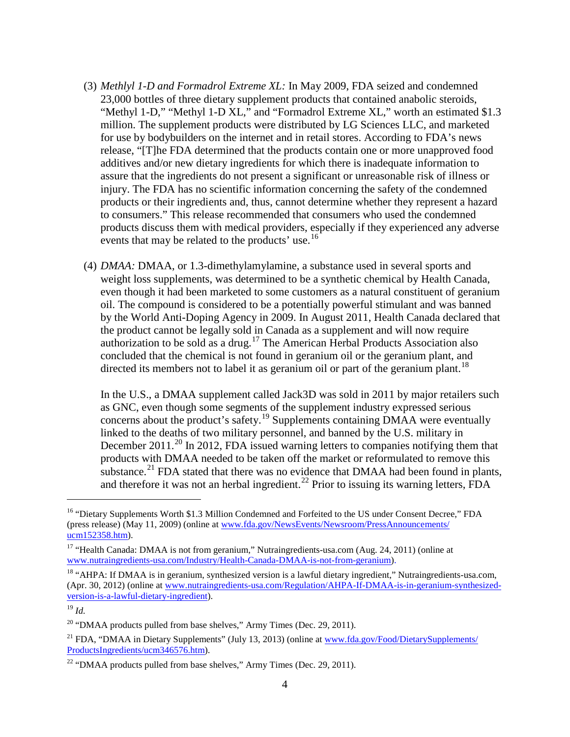(3) *Methlyl 1-D and Formadrol Extreme XL:* In May 2009, FDA seized and condemned 23,000 bottles of three dietary supplement products that contained anabolic steroids, "Methyl 1-D," "Methyl 1-D XL," and "Formadrol Extreme XL," worth an estimated $1.3 million. The supplement products were distributed by LG Sciences LLC, and marketed for use by bodybuilders on the internet and in retail stores. According to FDA's news release, "[T]he FDA determined that the products contain one or more unapproved food additives and/or new dietary ingredients for which there is inadequate information to assure that the ingredients do not present a significant or unreasonable risk of illness or injury. The FDA has no scientific information concerning the safety of the condemned products or their ingredients and, thus, cannot determine whether they represent a hazard to consumers." This release recommended that consumers who used the condemned products discuss them with medical providers, especially if they experienced any adverse events that may be related to the products' use.[16]

(4) *DMAA:* DMAA, or 1.3-dimethylamylamine, a substance used in several sports and weight loss supplements, was determined to be a synthetic chemical by Health Canada, even though it had been marketed to some customers as a natural constituent of geranium oil. The compound is considered to be a potentially powerful stimulant and was banned by the World Anti-Doping Agency in 2009. In August 2011, Health Canada declared that the product cannot be legally sold in Canada as a supplement and will now require authorization to be sold as a drug.[17] The American Herbal Products Association also concluded that the chemical is not found in geranium oil or the geranium plant, and directed its members not to label it as geranium oil or part of the geranium plant.[18]

In the U.S., a DMAA supplement called Jack3D was sold in 2011 by major retailers such as GNC, even though some segments of the supplement industry expressed serious concerns about the product's safety.[19] Supplements containing DMAA were eventually linked to the deaths of two military personnel, and banned by the U.S. military in December 2011.[20] In 2012, FDA issued warning letters to companies notifying them that products with DMAA needed to be taken off the market or reformulated to remove this substance.[21] FDA stated that there was no evidence that DMAA had been found in plants, and therefore it was not an herbal ingredient.[22] Prior to issuing its warning letters, FDA

---

[16] "Dietary Supplements Worth $1.3 Million Condemned and Forfeited to the US under Consent Decree," FDA (press release) (May 11, 2009) (online at www.fda.gov/NewsEvents/Newsroom/PressAnnouncements/ucm152358.htm).

[17] "Health Canada: DMAA is not from geranium," Nutraingredients-usa.com (Aug. 24, 2011) (online at www.nutraingredients-usa.com/Industry/Health-Canada-DMAA-is-not-from-geranium).

[18] "AHPA: If DMAA is in geranium, synthesized version is a lawful dietary ingredient," Nutraingredients-usa.com, (Apr. 30, 2012) (online at www.nutraingredients-usa.com/Regulation/AHPA-If-DMAA-is-in-geranium-synthesized-version-is-a-lawful-dietary-ingredient).

[19] *Id.*

[20] "DMAA products pulled from base shelves," Army Times (Dec. 29, 2011).

[21] FDA, "DMAA in Dietary Supplements" (July 13, 2013) (online at www.fda.gov/Food/DietarySupplements/ProductsIngredients/ucm346576.htm).

[22] "DMAA products pulled from base shelves," Army Times (Dec. 29, 2011).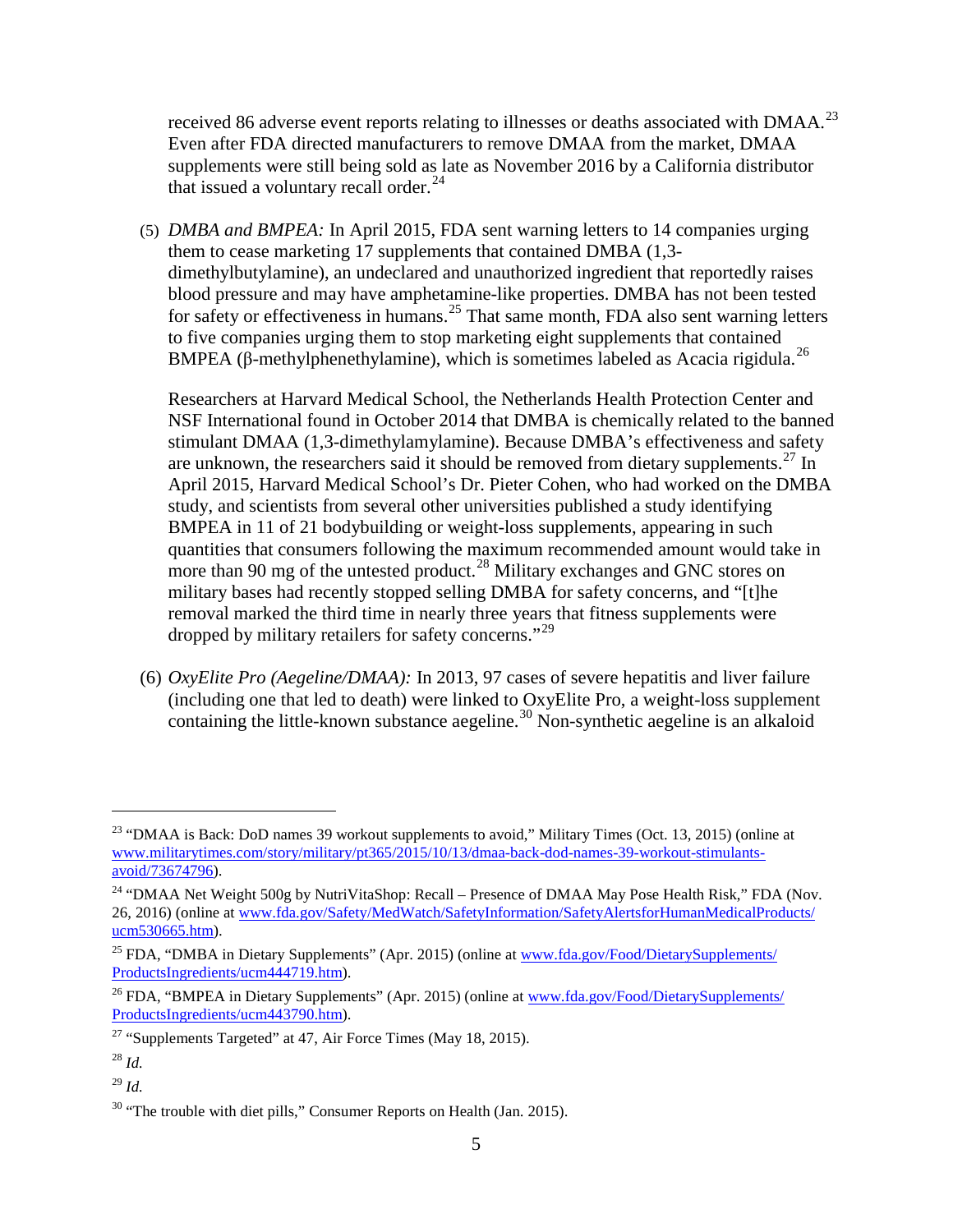received 86 adverse event reports relating to illnesses or deaths associated with DMAA.[23] Even after FDA directed manufacturers to remove DMAA from the market, DMAA supplements were still being sold as late as November 2016 by a California distributor that issued a voluntary recall order.[24]

(5) *DMBA and BMPEA:* In April 2015, FDA sent warning letters to 14 companies urging them to cease marketing 17 supplements that contained DMBA (1,3-dimethylbutylamine), an undeclared and unauthorized ingredient that reportedly raises blood pressure and may have amphetamine-like properties. DMBA has not been tested for safety or effectiveness in humans.[25] That same month, FDA also sent warning letters to five companies urging them to stop marketing eight supplements that contained BMPEA (β-methylphenethylamine), which is sometimes labeled as Acacia rigidula.[26]

Researchers at Harvard Medical School, the Netherlands Health Protection Center and NSF International found in October 2014 that DMBA is chemically related to the banned stimulant DMAA (1,3-dimethylamylamine). Because DMBA's effectiveness and safety are unknown, the researchers said it should be removed from dietary supplements.[27] In April 2015, Harvard Medical School's Dr. Pieter Cohen, who had worked on the DMBA study, and scientists from several other universities published a study identifying BMPEA in 11 of 21 bodybuilding or weight-loss supplements, appearing in such quantities that consumers following the maximum recommended amount would take in more than 90 mg of the untested product.[28] Military exchanges and GNC stores on military bases had recently stopped selling DMBA for safety concerns, and "[t]he removal marked the third time in nearly three years that fitness supplements were dropped by military retailers for safety concerns."[29]

(6) *OxyElite Pro (Aegeline/DMAA):* In 2013, 97 cases of severe hepatitis and liver failure (including one that led to death) were linked to OxyElite Pro, a weight-loss supplement containing the little-known substance aegeline.[30] Non-synthetic aegeline is an alkaloid

---

[23] "DMAA is Back: DoD names 39 workout supplements to avoid," Military Times (Oct. 13, 2015) (online at www.militarytimes.com/story/military/pt365/2015/10/13/dmaa-back-dod-names-39-workout-stimulants-avoid/73674796).

[24] "DMAA Net Weight 500g by NutriVitaShop: Recall – Presence of DMAA May Pose Health Risk," FDA (Nov. 26, 2016) (online at www.fda.gov/Safety/MedWatch/SafetyInformation/SafetyAlertsforHumanMedicalProducts/ucm530665.htm).

[25] FDA, "DMBA in Dietary Supplements" (Apr. 2015) (online at www.fda.gov/Food/DietarySupplements/ProductsIngredients/ucm444719.htm).

[26] FDA, "BMPEA in Dietary Supplements" (Apr. 2015) (online at www.fda.gov/Food/DietarySupplements/ProductsIngredients/ucm443790.htm).

[27] "Supplements Targeted" at 47, Air Force Times (May 18, 2015).

[28] *Id.*

[29] *Id.*

[30] "The trouble with diet pills," Consumer Reports on Health (Jan. 2015).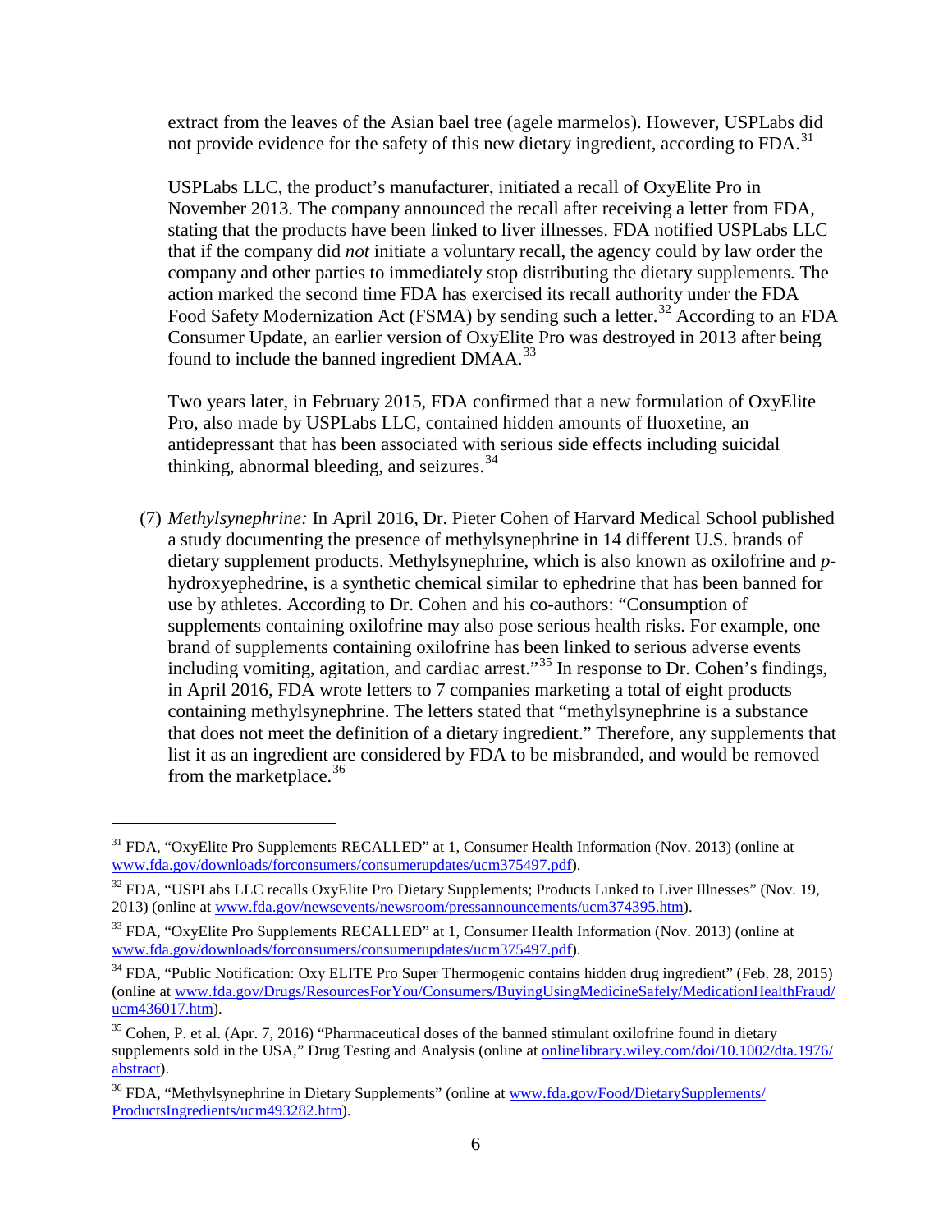extract from the leaves of the Asian bael tree (agele marmelos). However, USPLabs did not provide evidence for the safety of this new dietary ingredient, according to FDA.[31]

USPLabs LLC, the product's manufacturer, initiated a recall of OxyElite Pro in November 2013. The company announced the recall after receiving a letter from FDA, stating that the products have been linked to liver illnesses. FDA notified USPLabs LLC that if the company did *not* initiate a voluntary recall, the agency could by law order the company and other parties to immediately stop distributing the dietary supplements. The action marked the second time FDA has exercised its recall authority under the FDA Food Safety Modernization Act (FSMA) by sending such a letter.[32] According to an FDA Consumer Update, an earlier version of OxyElite Pro was destroyed in 2013 after being found to include the banned ingredient DMAA.[33]

Two years later, in February 2015, FDA confirmed that a new formulation of OxyElite Pro, also made by USPLabs LLC, contained hidden amounts of fluoxetine, an antidepressant that has been associated with serious side effects including suicidal thinking, abnormal bleeding, and seizures.[34]

(7) *Methylsynephrine:* In April 2016, Dr. Pieter Cohen of Harvard Medical School published a study documenting the presence of methylsynephrine in 14 different U.S. brands of dietary supplement products. Methylsynephrine, which is also known as oxilofrine and *p*-hydroxyephedrine, is a synthetic chemical similar to ephedrine that has been banned for use by athletes. According to Dr. Cohen and his co-authors: "Consumption of supplements containing oxilofrine may also pose serious health risks. For example, one brand of supplements containing oxilofrine has been linked to serious adverse events including vomiting, agitation, and cardiac arrest."[35] In response to Dr. Cohen's findings, in April 2016, FDA wrote letters to 7 companies marketing a total of eight products containing methylsynephrine. The letters stated that "methylsynephrine is a substance that does not meet the definition of a dietary ingredient." Therefore, any supplements that list it as an ingredient are considered by FDA to be misbranded, and would be removed from the marketplace.[36]

---

[31] FDA, "OxyElite Pro Supplements RECALLED" at 1, Consumer Health Information (Nov. 2013) (online at www.fda.gov/downloads/forconsumers/consumerupdates/ucm375497.pdf).

[32] FDA, "USPLabs LLC recalls OxyElite Pro Dietary Supplements; Products Linked to Liver Illnesses" (Nov. 19, 2013) (online at www.fda.gov/newsevents/newsroom/pressannouncements/ucm374395.htm).

[33] FDA, "OxyElite Pro Supplements RECALLED" at 1, Consumer Health Information (Nov. 2013) (online at www.fda.gov/downloads/forconsumers/consumerupdates/ucm375497.pdf).

[34] FDA, "Public Notification: Oxy ELITE Pro Super Thermogenic contains hidden drug ingredient" (Feb. 28, 2015) (online at www.fda.gov/Drugs/ResourcesForYou/Consumers/BuyingUsingMedicineSafely/MedicationHealthFraud/ucm436017.htm).

[35] Cohen, P. et al. (Apr. 7, 2016) "Pharmaceutical doses of the banned stimulant oxilofrine found in dietary supplements sold in the USA," Drug Testing and Analysis (online at onlinelibrary.wiley.com/doi/10.1002/dta.1976/abstract).

[36] FDA, "Methylsynephrine in Dietary Supplements" (online at www.fda.gov/Food/DietarySupplements/ProductsIngredients/ucm493282.htm).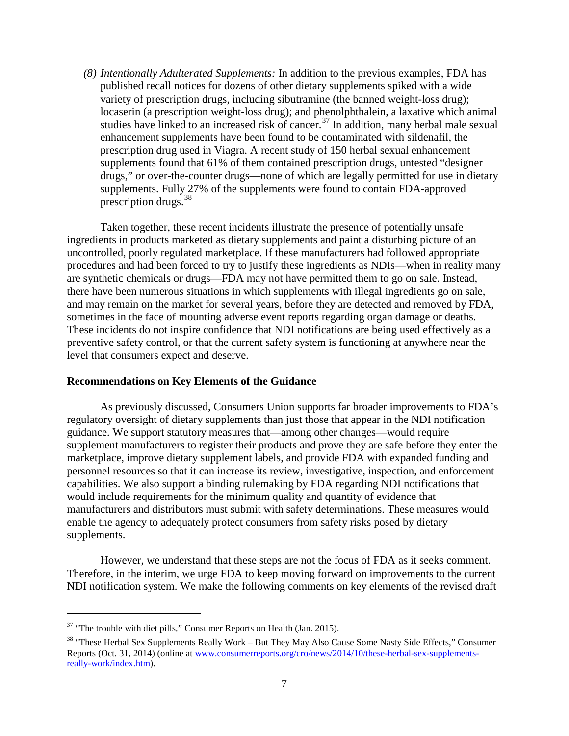(8) *Intentionally Adulterated Supplements:* In addition to the previous examples, FDA has published recall notices for dozens of other dietary supplements spiked with a wide variety of prescription drugs, including sibutramine (the banned weight-loss drug); locaserin (a prescription weight-loss drug); and phenolphthalein, a laxative which animal studies have linked to an increased risk of cancer.[37] In addition, many herbal male sexual enhancement supplements have been found to be contaminated with sildenafil, the prescription drug used in Viagra. A recent study of 150 herbal sexual enhancement supplements found that 61% of them contained prescription drugs, untested "designer drugs," or over-the-counter drugs—none of which are legally permitted for use in dietary supplements. Fully 27% of the supplements were found to contain FDA-approved prescription drugs.[38]

Taken together, these recent incidents illustrate the presence of potentially unsafe ingredients in products marketed as dietary supplements and paint a disturbing picture of an uncontrolled, poorly regulated marketplace. If these manufacturers had followed appropriate procedures and had been forced to try to justify these ingredients as NDIs—when in reality many are synthetic chemicals or drugs—FDA may not have permitted them to go on sale. Instead, there have been numerous situations in which supplements with illegal ingredients go on sale, and may remain on the market for several years, before they are detected and removed by FDA, sometimes in the face of mounting adverse event reports regarding organ damage or deaths. These incidents do not inspire confidence that NDI notifications are being used effectively as a preventive safety control, or that the current safety system is functioning at anywhere near the level that consumers expect and deserve.

**Recommendations on Key Elements of the Guidance**

As previously discussed, Consumers Union supports far broader improvements to FDA's regulatory oversight of dietary supplements than just those that appear in the NDI notification guidance. We support statutory measures that—among other changes—would require supplement manufacturers to register their products and prove they are safe before they enter the marketplace, improve dietary supplement labels, and provide FDA with expanded funding and personnel resources so that it can increase its review, investigative, inspection, and enforcement capabilities. We also support a binding rulemaking by FDA regarding NDI notifications that would include requirements for the minimum quality and quantity of evidence that manufacturers and distributors must submit with safety determinations. These measures would enable the agency to adequately protect consumers from safety risks posed by dietary supplements.

However, we understand that these steps are not the focus of FDA as it seeks comment. Therefore, in the interim, we urge FDA to keep moving forward on improvements to the current NDI notification system. We make the following comments on key elements of the revised draft

---

[37] "The trouble with diet pills," Consumer Reports on Health (Jan. 2015).

[38] "These Herbal Sex Supplements Really Work – But They May Also Cause Some Nasty Side Effects," Consumer Reports (Oct. 31, 2014) (online at www.consumerreports.org/cro/news/2014/10/these-herbal-sex-supplements-really-work/index.htm).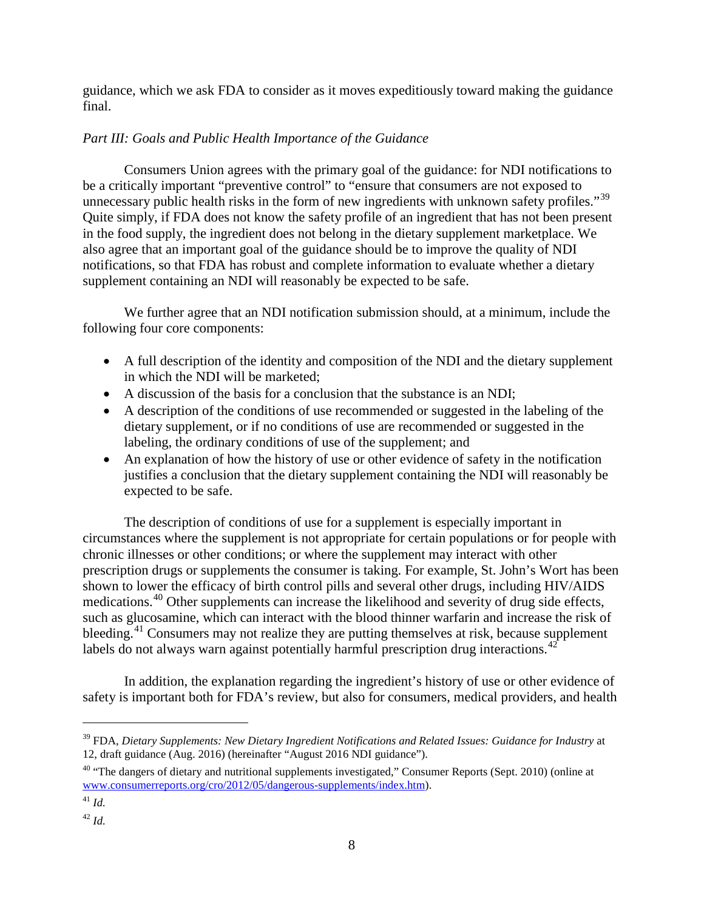guidance, which we ask FDA to consider as it moves expeditiously toward making the guidance final.

*Part III: Goals and Public Health Importance of the Guidance*

Consumers Union agrees with the primary goal of the guidance: for NDI notifications to be a critically important "preventive control" to "ensure that consumers are not exposed to unnecessary public health risks in the form of new ingredients with unknown safety profiles."[39] Quite simply, if FDA does not know the safety profile of an ingredient that has not been present in the food supply, the ingredient does not belong in the dietary supplement marketplace. We also agree that an important goal of the guidance should be to improve the quality of NDI notifications, so that FDA has robust and complete information to evaluate whether a dietary supplement containing an NDI will reasonably be expected to be safe.

We further agree that an NDI notification submission should, at a minimum, include the following four core components:

- A full description of the identity and composition of the NDI and the dietary supplement in which the NDI will be marketed;
- A discussion of the basis for a conclusion that the substance is an NDI;
- A description of the conditions of use recommended or suggested in the labeling of the dietary supplement, or if no conditions of use are recommended or suggested in the labeling, the ordinary conditions of use of the supplement; and
- An explanation of how the history of use or other evidence of safety in the notification justifies a conclusion that the dietary supplement containing the NDI will reasonably be expected to be safe.

The description of conditions of use for a supplement is especially important in circumstances where the supplement is not appropriate for certain populations or for people with chronic illnesses or other conditions; or where the supplement may interact with other prescription drugs or supplements the consumer is taking. For example, St. John's Wort has been shown to lower the efficacy of birth control pills and several other drugs, including HIV/AIDS medications.[40] Other supplements can increase the likelihood and severity of drug side effects, such as glucosamine, which can interact with the blood thinner warfarin and increase the risk of bleeding.[41] Consumers may not realize they are putting themselves at risk, because supplement labels do not always warn against potentially harmful prescription drug interactions.[42]

In addition, the explanation regarding the ingredient's history of use or other evidence of safety is important both for FDA's review, but also for consumers, medical providers, and health

---

[39] FDA, *Dietary Supplements: New Dietary Ingredient Notifications and Related Issues: Guidance for Industry* at 12, draft guidance (Aug. 2016) (hereinafter "August 2016 NDI guidance").

[40] "The dangers of dietary and nutritional supplements investigated," Consumer Reports (Sept. 2010) (online at www.consumerreports.org/cro/2012/05/dangerous-supplements/index.htm).

[41] *Id.*

[42] *Id.*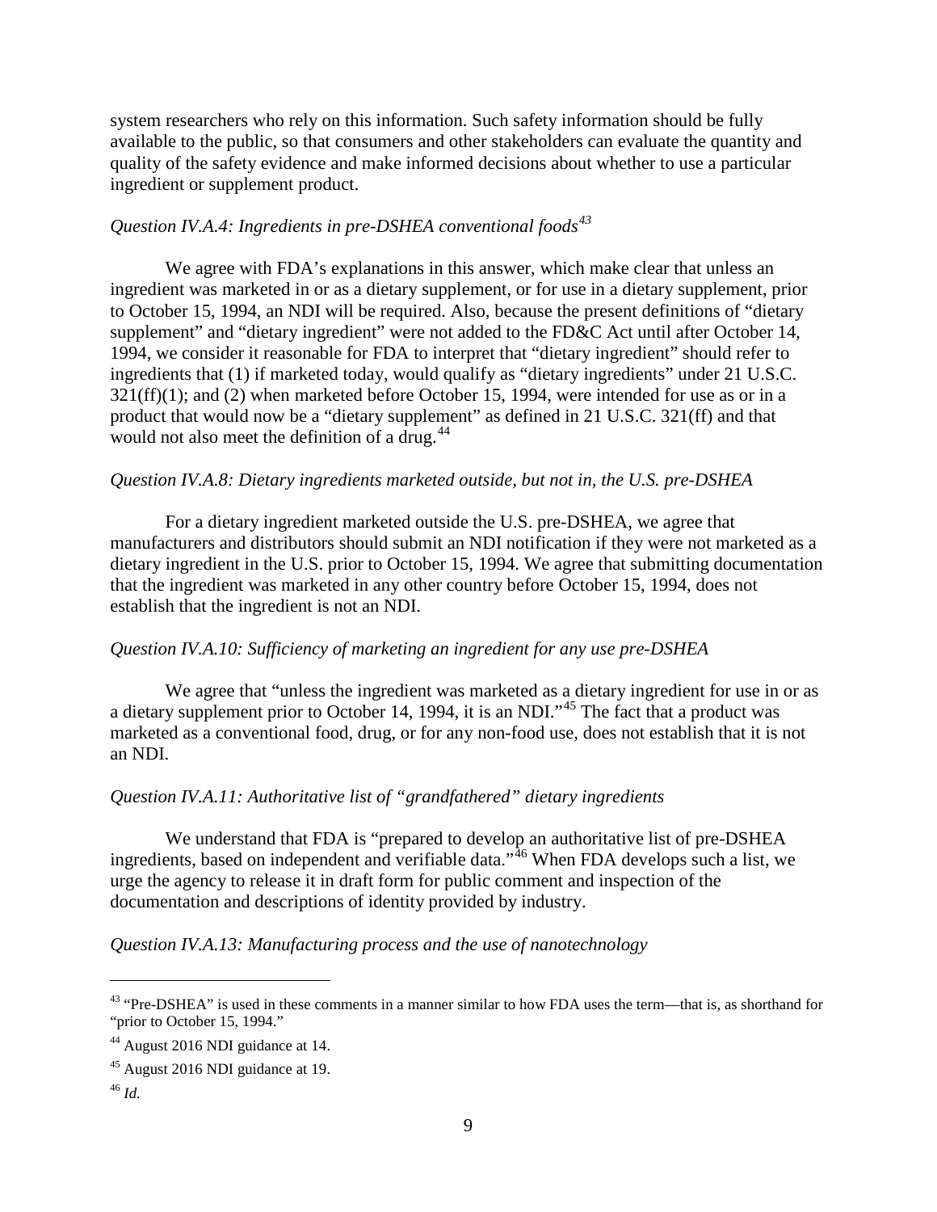system researchers who rely on this information. Such safety information should be fully available to the public, so that consumers and other stakeholders can evaluate the quantity and quality of the safety evidence and make informed decisions about whether to use a particular ingredient or supplement product.

*Question IV.A.4: Ingredients in pre-DSHEA conventional foods*[43]

We agree with FDA's explanations in this answer, which make clear that unless an ingredient was marketed in or as a dietary supplement, or for use in a dietary supplement, prior to October 15, 1994, an NDI will be required. Also, because the present definitions of "dietary supplement" and "dietary ingredient" were not added to the FD&C Act until after October 14, 1994, we consider it reasonable for FDA to interpret that "dietary ingredient" should refer to ingredients that (1) if marketed today, would qualify as "dietary ingredients" under 21 U.S.C. 321(ff)(1); and (2) when marketed before October 15, 1994, were intended for use as or in a product that would now be a "dietary supplement" as defined in 21 U.S.C. 321(ff) and that would not also meet the definition of a drug.[44]

*Question IV.A.8: Dietary ingredients marketed outside, but not in, the U.S. pre-DSHEA*

For a dietary ingredient marketed outside the U.S. pre-DSHEA, we agree that manufacturers and distributors should submit an NDI notification if they were not marketed as a dietary ingredient in the U.S. prior to October 15, 1994. We agree that submitting documentation that the ingredient was marketed in any other country before October 15, 1994, does not establish that the ingredient is not an NDI.

*Question IV.A.10: Sufficiency of marketing an ingredient for any use pre-DSHEA*

We agree that "unless the ingredient was marketed as a dietary ingredient for use in or as a dietary supplement prior to October 14, 1994, it is an NDI."[45] The fact that a product was marketed as a conventional food, drug, or for any non-food use, does not establish that it is not an NDI.

*Question IV.A.11: Authoritative list of "grandfathered" dietary ingredients*

We understand that FDA is "prepared to develop an authoritative list of pre-DSHEA ingredients, based on independent and verifiable data."[46] When FDA develops such a list, we urge the agency to release it in draft form for public comment and inspection of the documentation and descriptions of identity provided by industry.

*Question IV.A.13: Manufacturing process and the use of nanotechnology*

---

[43] "Pre-DSHEA" is used in these comments in a manner similar to how FDA uses the term—that is, as shorthand for "prior to October 15, 1994."

[44] August 2016 NDI guidance at 14.

[45] August 2016 NDI guidance at 19.

[46] *Id.*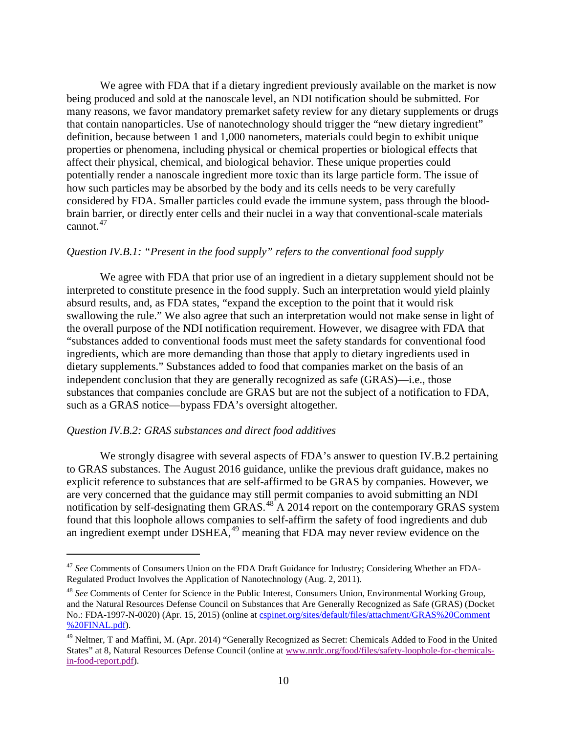We agree with FDA that if a dietary ingredient previously available on the market is now being produced and sold at the nanoscale level, an NDI notification should be submitted. For many reasons, we favor mandatory premarket safety review for any dietary supplements or drugs that contain nanoparticles. Use of nanotechnology should trigger the "new dietary ingredient" definition, because between 1 and 1,000 nanometers, materials could begin to exhibit unique properties or phenomena, including physical or chemical properties or biological effects that affect their physical, chemical, and biological behavior. These unique properties could potentially render a nanoscale ingredient more toxic than its large particle form. The issue of how such particles may be absorbed by the body and its cells needs to be very carefully considered by FDA. Smaller particles could evade the immune system, pass through the blood-brain barrier, or directly enter cells and their nuclei in a way that conventional-scale materials cannot.[47]

*Question IV.B.1: "Present in the food supply" refers to the conventional food supply*

We agree with FDA that prior use of an ingredient in a dietary supplement should not be interpreted to constitute presence in the food supply. Such an interpretation would yield plainly absurd results, and, as FDA states, "expand the exception to the point that it would risk swallowing the rule." We also agree that such an interpretation would not make sense in light of the overall purpose of the NDI notification requirement. However, we disagree with FDA that "substances added to conventional foods must meet the safety standards for conventional food ingredients, which are more demanding than those that apply to dietary ingredients used in dietary supplements." Substances added to food that companies market on the basis of an independent conclusion that they are generally recognized as safe (GRAS)—i.e., those substances that companies conclude are GRAS but are not the subject of a notification to FDA, such as a GRAS notice—bypass FDA's oversight altogether.

*Question IV.B.2: GRAS substances and direct food additives*

We strongly disagree with several aspects of FDA's answer to question IV.B.2 pertaining to GRAS substances. The August 2016 guidance, unlike the previous draft guidance, makes no explicit reference to substances that are self-affirmed to be GRAS by companies. However, we are very concerned that the guidance may still permit companies to avoid submitting an NDI notification by self-designating them GRAS.[48] A 2014 report on the contemporary GRAS system found that this loophole allows companies to self-affirm the safety of food ingredients and dub an ingredient exempt under DSHEA,[49] meaning that FDA may never review evidence on the

---

[47] *See* Comments of Consumers Union on the FDA Draft Guidance for Industry; Considering Whether an FDA-Regulated Product Involves the Application of Nanotechnology (Aug. 2, 2011).

[48] *See* Comments of Center for Science in the Public Interest, Consumers Union, Environmental Working Group, and the Natural Resources Defense Council on Substances that Are Generally Recognized as Safe (GRAS) (Docket No.: FDA-1997-N-0020) (Apr. 15, 2015) (online at cspinet.org/sites/default/files/attachment/GRAS%20Comment%20FINAL.pdf).

[49] Neltner, T and Maffini, M. (Apr. 2014) "Generally Recognized as Secret: Chemicals Added to Food in the United States" at 8, Natural Resources Defense Council (online at www.nrdc.org/food/files/safety-loophole-for-chemicals-in-food-report.pdf).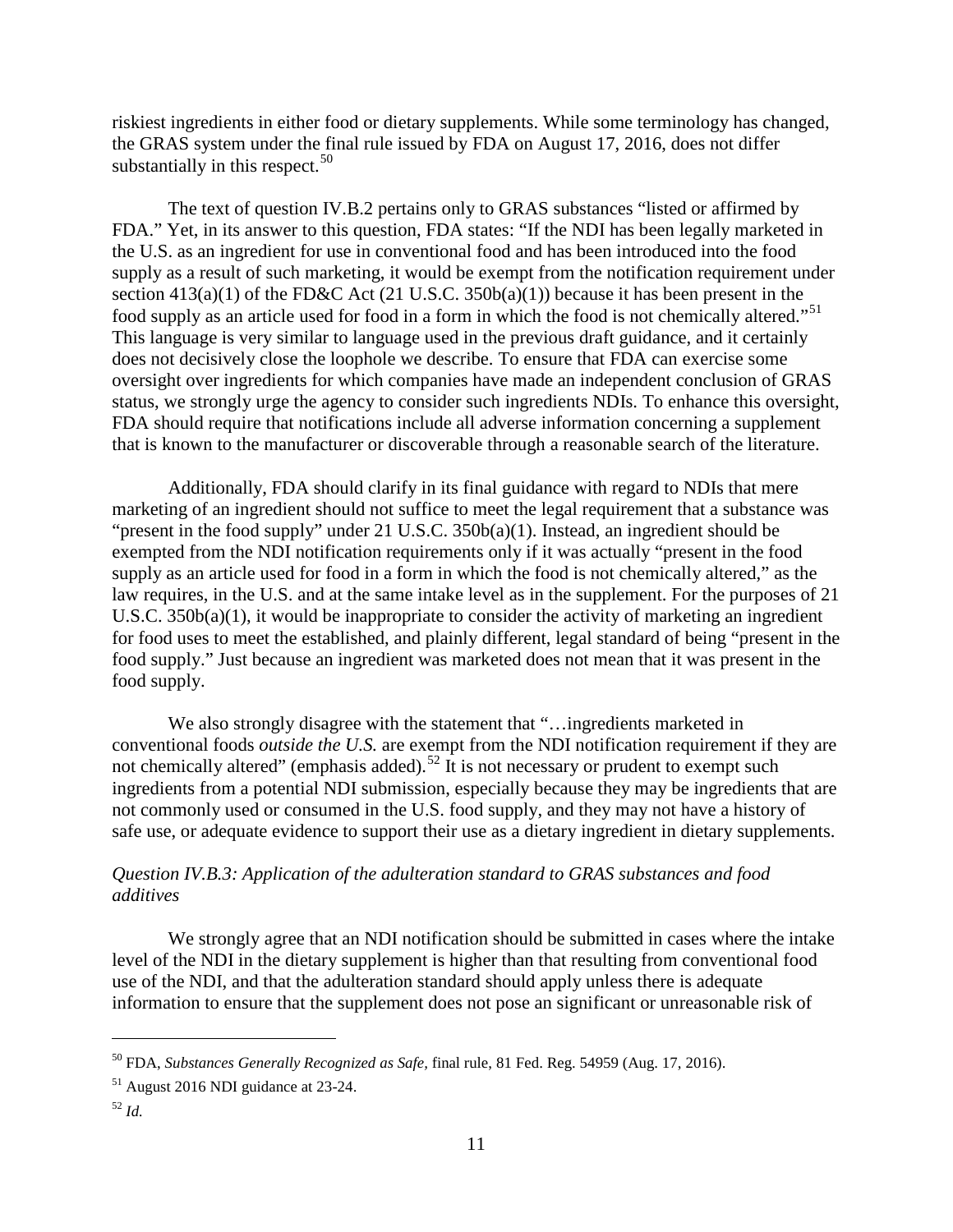riskiest ingredients in either food or dietary supplements. While some terminology has changed, the GRAS system under the final rule issued by FDA on August 17, 2016, does not differ substantially in this respect.[50]

The text of question IV.B.2 pertains only to GRAS substances "listed or affirmed by FDA." Yet, in its answer to this question, FDA states: "If the NDI has been legally marketed in the U.S. as an ingredient for use in conventional food and has been introduced into the food supply as a result of such marketing, it would be exempt from the notification requirement under section 413(a)(1) of the FD&C Act (21 U.S.C. 350b(a)(1)) because it has been present in the food supply as an article used for food in a form in which the food is not chemically altered."[51] This language is very similar to language used in the previous draft guidance, and it certainly does not decisively close the loophole we describe. To ensure that FDA can exercise some oversight over ingredients for which companies have made an independent conclusion of GRAS status, we strongly urge the agency to consider such ingredients NDIs. To enhance this oversight, FDA should require that notifications include all adverse information concerning a supplement that is known to the manufacturer or discoverable through a reasonable search of the literature.

Additionally, FDA should clarify in its final guidance with regard to NDIs that mere marketing of an ingredient should not suffice to meet the legal requirement that a substance was "present in the food supply" under 21 U.S.C. 350b(a)(1). Instead, an ingredient should be exempted from the NDI notification requirements only if it was actually "present in the food supply as an article used for food in a form in which the food is not chemically altered," as the law requires, in the U.S. and at the same intake level as in the supplement. For the purposes of 21 U.S.C. 350b(a)(1), it would be inappropriate to consider the activity of marketing an ingredient for food uses to meet the established, and plainly different, legal standard of being "present in the food supply." Just because an ingredient was marketed does not mean that it was present in the food supply.

We also strongly disagree with the statement that "…ingredients marketed in conventional foods *outside the U.S.* are exempt from the NDI notification requirement if they are not chemically altered" (emphasis added).[52] It is not necessary or prudent to exempt such ingredients from a potential NDI submission, especially because they may be ingredients that are not commonly used or consumed in the U.S. food supply, and they may not have a history of safe use, or adequate evidence to support their use as a dietary ingredient in dietary supplements.

### *Question IV.B.3: Application of the adulteration standard to GRAS substances and food additives*

We strongly agree that an NDI notification should be submitted in cases where the intake level of the NDI in the dietary supplement is higher than that resulting from conventional food use of the NDI, and that the adulteration standard should apply unless there is adequate information to ensure that the supplement does not pose an significant or unreasonable risk of

---

[50] FDA, *Substances Generally Recognized as Safe*, final rule, 81 Fed. Reg. 54959 (Aug. 17, 2016).

[51] August 2016 NDI guidance at 23-24.

[52] *Id.*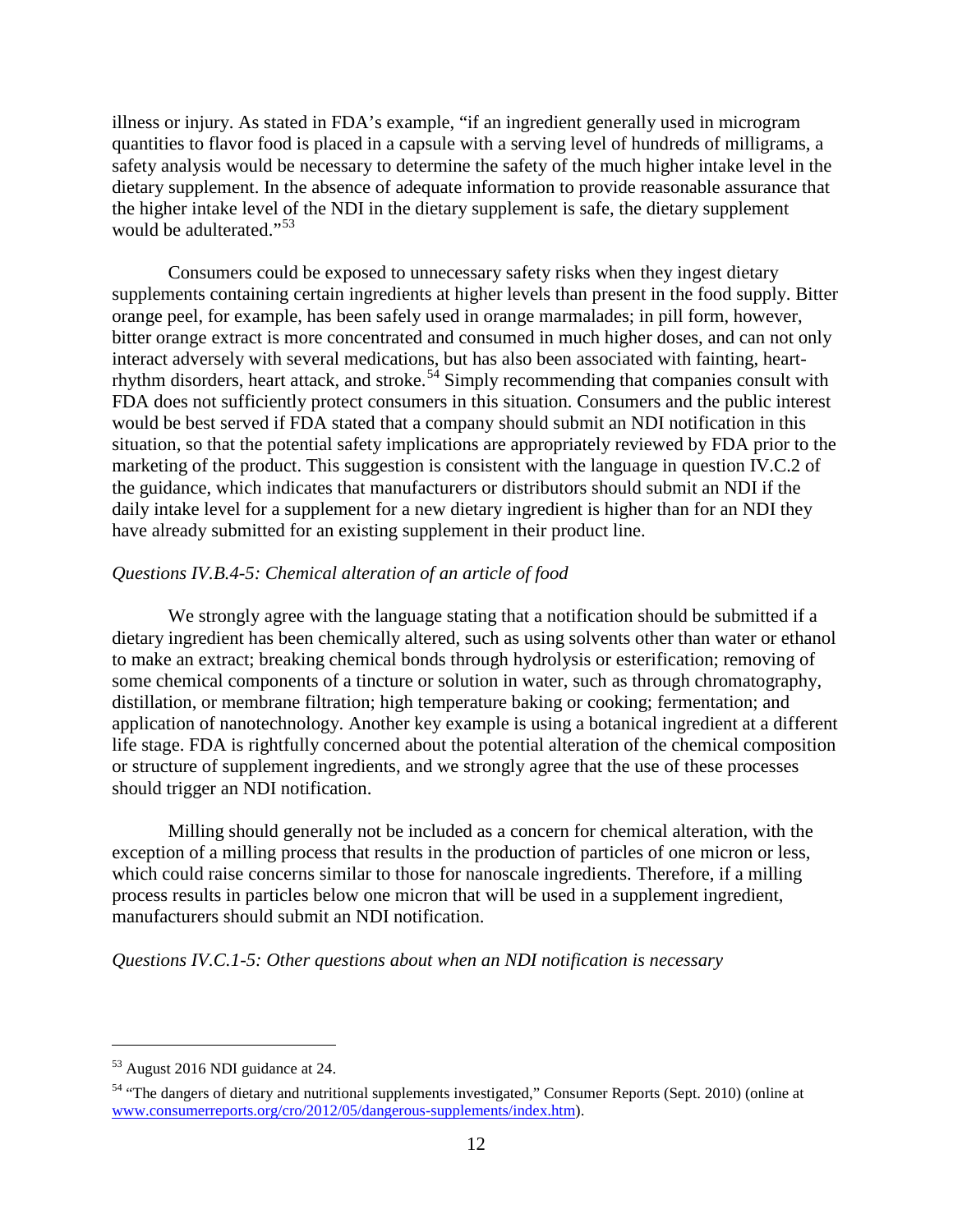illness or injury. As stated in FDA's example, "if an ingredient generally used in microgram quantities to flavor food is placed in a capsule with a serving level of hundreds of milligrams, a safety analysis would be necessary to determine the safety of the much higher intake level in the dietary supplement. In the absence of adequate information to provide reasonable assurance that the higher intake level of the NDI in the dietary supplement is safe, the dietary supplement would be adulterated."[53]

Consumers could be exposed to unnecessary safety risks when they ingest dietary supplements containing certain ingredients at higher levels than present in the food supply. Bitter orange peel, for example, has been safely used in orange marmalades; in pill form, however, bitter orange extract is more concentrated and consumed in much higher doses, and can not only interact adversely with several medications, but has also been associated with fainting, heart-rhythm disorders, heart attack, and stroke.[54] Simply recommending that companies consult with FDA does not sufficiently protect consumers in this situation. Consumers and the public interest would be best served if FDA stated that a company should submit an NDI notification in this situation, so that the potential safety implications are appropriately reviewed by FDA prior to the marketing of the product. This suggestion is consistent with the language in question IV.C.2 of the guidance, which indicates that manufacturers or distributors should submit an NDI if the daily intake level for a supplement for a new dietary ingredient is higher than for an NDI they have already submitted for an existing supplement in their product line.

*Questions IV.B.4-5: Chemical alteration of an article of food*

We strongly agree with the language stating that a notification should be submitted if a dietary ingredient has been chemically altered, such as using solvents other than water or ethanol to make an extract; breaking chemical bonds through hydrolysis or esterification; removing of some chemical components of a tincture or solution in water, such as through chromatography, distillation, or membrane filtration; high temperature baking or cooking; fermentation; and application of nanotechnology. Another key example is using a botanical ingredient at a different life stage. FDA is rightfully concerned about the potential alteration of the chemical composition or structure of supplement ingredients, and we strongly agree that the use of these processes should trigger an NDI notification.

Milling should generally not be included as a concern for chemical alteration, with the exception of a milling process that results in the production of particles of one micron or less, which could raise concerns similar to those for nanoscale ingredients. Therefore, if a milling process results in particles below one micron that will be used in a supplement ingredient, manufacturers should submit an NDI notification.

*Questions IV.C.1-5: Other questions about when an NDI notification is necessary*

---

[53] August 2016 NDI guidance at 24.

[54] "The dangers of dietary and nutritional supplements investigated," Consumer Reports (Sept. 2010) (online at www.consumerreports.org/cro/2012/05/dangerous-supplements/index.htm).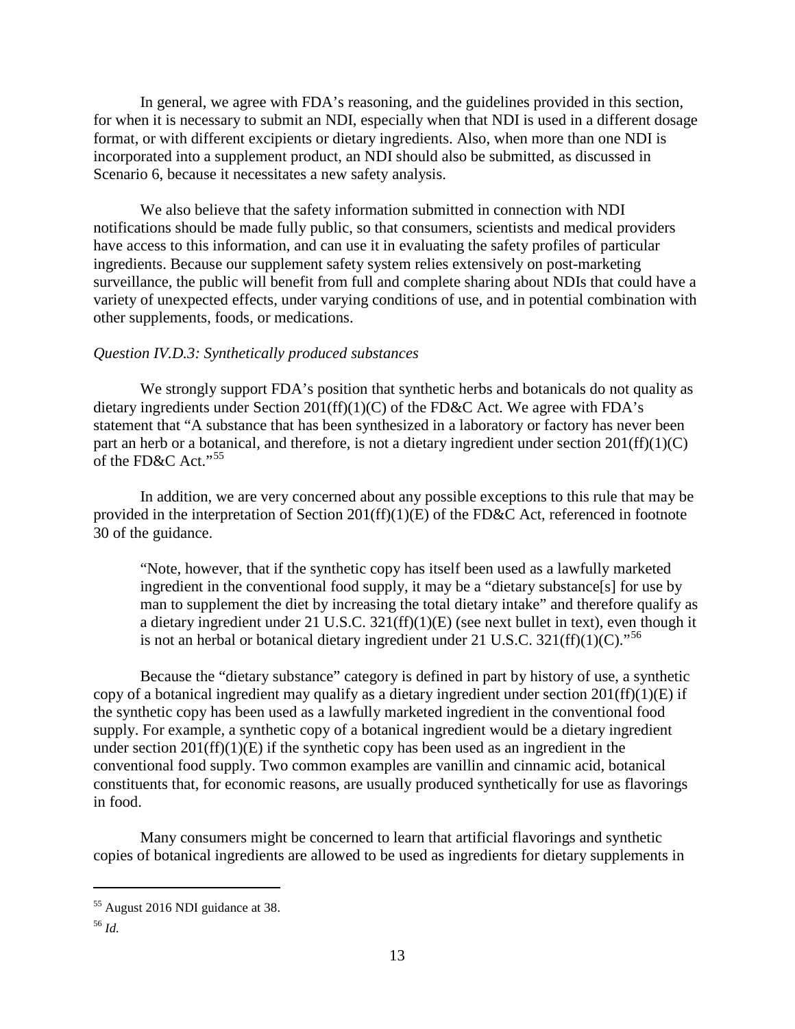In general, we agree with FDA's reasoning, and the guidelines provided in this section, for when it is necessary to submit an NDI, especially when that NDI is used in a different dosage format, or with different excipients or dietary ingredients. Also, when more than one NDI is incorporated into a supplement product, an NDI should also be submitted, as discussed in Scenario 6, because it necessitates a new safety analysis.

We also believe that the safety information submitted in connection with NDI notifications should be made fully public, so that consumers, scientists and medical providers have access to this information, and can use it in evaluating the safety profiles of particular ingredients. Because our supplement safety system relies extensively on post-marketing surveillance, the public will benefit from full and complete sharing about NDIs that could have a variety of unexpected effects, under varying conditions of use, and in potential combination with other supplements, foods, or medications.

*Question IV.D.3: Synthetically produced substances*

We strongly support FDA's position that synthetic herbs and botanicals do not quality as dietary ingredients under Section 201(ff)(1)(C) of the FD&C Act. We agree with FDA's statement that "A substance that has been synthesized in a laboratory or factory has never been part an herb or a botanical, and therefore, is not a dietary ingredient under section 201(ff)(1)(C) of the FD&C Act."[55]

In addition, we are very concerned about any possible exceptions to this rule that may be provided in the interpretation of Section 201(ff)(1)(E) of the FD&C Act, referenced in footnote 30 of the guidance.

> "Note, however, that if the synthetic copy has itself been used as a lawfully marketed ingredient in the conventional food supply, it may be a "dietary substance[s] for use by man to supplement the diet by increasing the total dietary intake" and therefore qualify as a dietary ingredient under 21 U.S.C. 321(ff)(1)(E) (see next bullet in text), even though it is not an herbal or botanical dietary ingredient under 21 U.S.C. 321(ff)(1)(C)."[56]

Because the "dietary substance" category is defined in part by history of use, a synthetic copy of a botanical ingredient may qualify as a dietary ingredient under section 201(ff)(1)(E) if the synthetic copy has been used as a lawfully marketed ingredient in the conventional food supply. For example, a synthetic copy of a botanical ingredient would be a dietary ingredient under section 201(ff)(1)(E) if the synthetic copy has been used as an ingredient in the conventional food supply. Two common examples are vanillin and cinnamic acid, botanical constituents that, for economic reasons, are usually produced synthetically for use as flavorings in food.

Many consumers might be concerned to learn that artificial flavorings and synthetic copies of botanical ingredients are allowed to be used as ingredients for dietary supplements in

---

[55] August 2016 NDI guidance at 38.

[56] *Id.*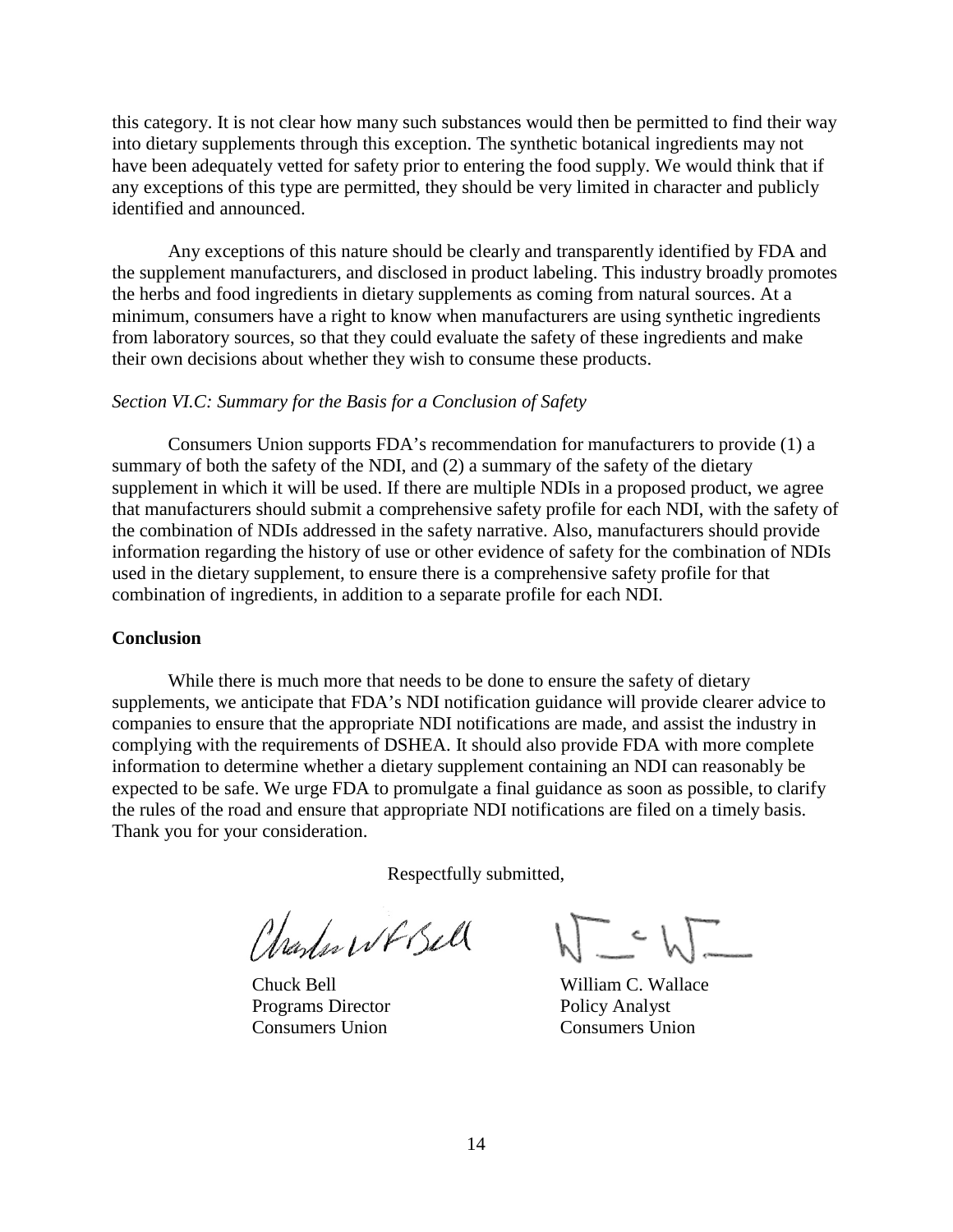this category. It is not clear how many such substances would then be permitted to find their way into dietary supplements through this exception. The synthetic botanical ingredients may not have been adequately vetted for safety prior to entering the food supply. We would think that if any exceptions of this type are permitted, they should be very limited in character and publicly identified and announced.

Any exceptions of this nature should be clearly and transparently identified by FDA and the supplement manufacturers, and disclosed in product labeling. This industry broadly promotes the herbs and food ingredients in dietary supplements as coming from natural sources. At a minimum, consumers have a right to know when manufacturers are using synthetic ingredients from laboratory sources, so that they could evaluate the safety of these ingredients and make their own decisions about whether they wish to consume these products.

*Section VI.C: Summary for the Basis for a Conclusion of Safety*

Consumers Union supports FDA's recommendation for manufacturers to provide (1) a summary of both the safety of the NDI, and (2) a summary of the safety of the dietary supplement in which it will be used. If there are multiple NDIs in a proposed product, we agree that manufacturers should submit a comprehensive safety profile for each NDI, with the safety of the combination of NDIs addressed in the safety narrative. Also, manufacturers should provide information regarding the history of use or other evidence of safety for the combination of NDIs used in the dietary supplement, to ensure there is a comprehensive safety profile for that combination of ingredients, in addition to a separate profile for each NDI.

**Conclusion**

While there is much more that needs to be done to ensure the safety of dietary supplements, we anticipate that FDA's NDI notification guidance will provide clearer advice to companies to ensure that the appropriate NDI notifications are made, and assist the industry in complying with the requirements of DSHEA. It should also provide FDA with more complete information to determine whether a dietary supplement containing an NDI can reasonably be expected to be safe. We urge FDA to promulgate a final guidance as soon as possible, to clarify the rules of the road and ensure that appropriate NDI notifications are filed on a timely basis. Thank you for your consideration.

Respectfully submitted,

Chuck Bell
Programs Director
Consumers Union

William C. Wallace
Policy Analyst
Consumers Union